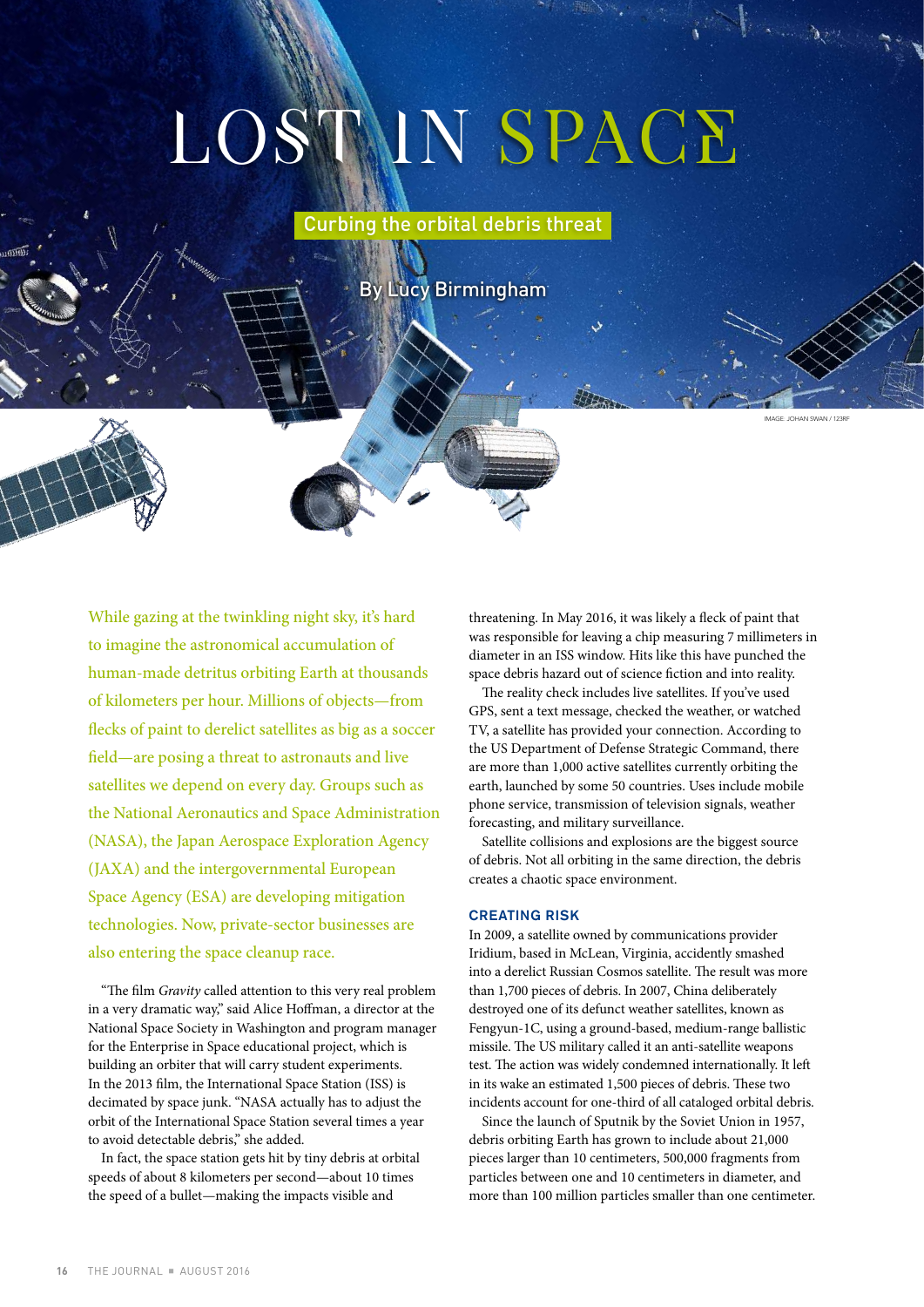# LOST IN SPACE

## Curbing the orbital debris threat

By Lucy Birmingham

IMAGE: JOHAN SWAN / 123RF

While gazing at the twinkling night sky, it's hard to imagine the astronomical accumulation of human-made detritus orbiting Earth at thousands of kilometers per hour. Millions of objects—from flecks of paint to derelict satellites as big as a soccer field—are posing a threat to astronauts and live satellites we depend on every day. Groups such as the National Aeronautics and Space Administration (NASA), the Japan Aerospace Exploration Agency (JAXA) and the intergovernmental European Space Agency (ESA) are developing mitigation technologies. Now, private-sector businesses are also entering the space cleanup race.

"The film *Gravity* called attention to this very real problem in a very dramatic way," said Alice Hoffman, a director at the National Space Society in Washington and program manager for the Enterprise in Space educational project, which is building an orbiter that will carry student experiments. In the 2013 film, the International Space Station (ISS) is decimated by space junk. "NASA actually has to adjust the orbit of the International Space Station several times a year to avoid detectable debris," she added.

In fact, the space station gets hit by tiny debris at orbital speeds of about 8 kilometers per second—about 10 times the speed of a bullet—making the impacts visible and threatening. In May 2016, it was likely a fleck of paint that was responsible for leaving a chip measuring 7 millimeters in diameter in an ISS window. Hits like this have punched the space debris hazard out of science fiction and into reality.

The reality check includes live satellites. If you've used GPS, sent a text message, checked the weather, or watched TV, a satellite has provided your connection. According to the US Department of Defense Strategic Command, there are more than 1,000 active satellites currently orbiting the earth, launched by some 50 countries. Uses include mobile phone service, transmission of television signals, weather forecasting, and military surveillance.

Satellite collisions and explosions are the biggest source of debris. Not all orbiting in the same direction, the debris creates a chaotic space environment.

### CREATING RISK

In 2009, a satellite owned by communications provider Iridium, based in McLean, Virginia, accidently smashed into a derelict Russian Cosmos satellite. The result was more than 1,700 pieces of debris. In 2007, China deliberately destroyed one of its defunct weather satellites, known as Fengyun-1C, using a ground-based, medium-range ballistic missile. The US military called it an anti-satellite weapons test. The action was widely condemned internationally. It left in its wake an estimated 1,500 pieces of debris. These two incidents account for one-third of all cataloged orbital debris.

Since the launch of Sputnik by the Soviet Union in 1957, debris orbiting Earth has grown to include about 21,000 pieces larger than 10 centimeters, 500,000 fragments from particles between one and 10 centimeters in diameter, and more than 100 million particles smaller than one centimeter.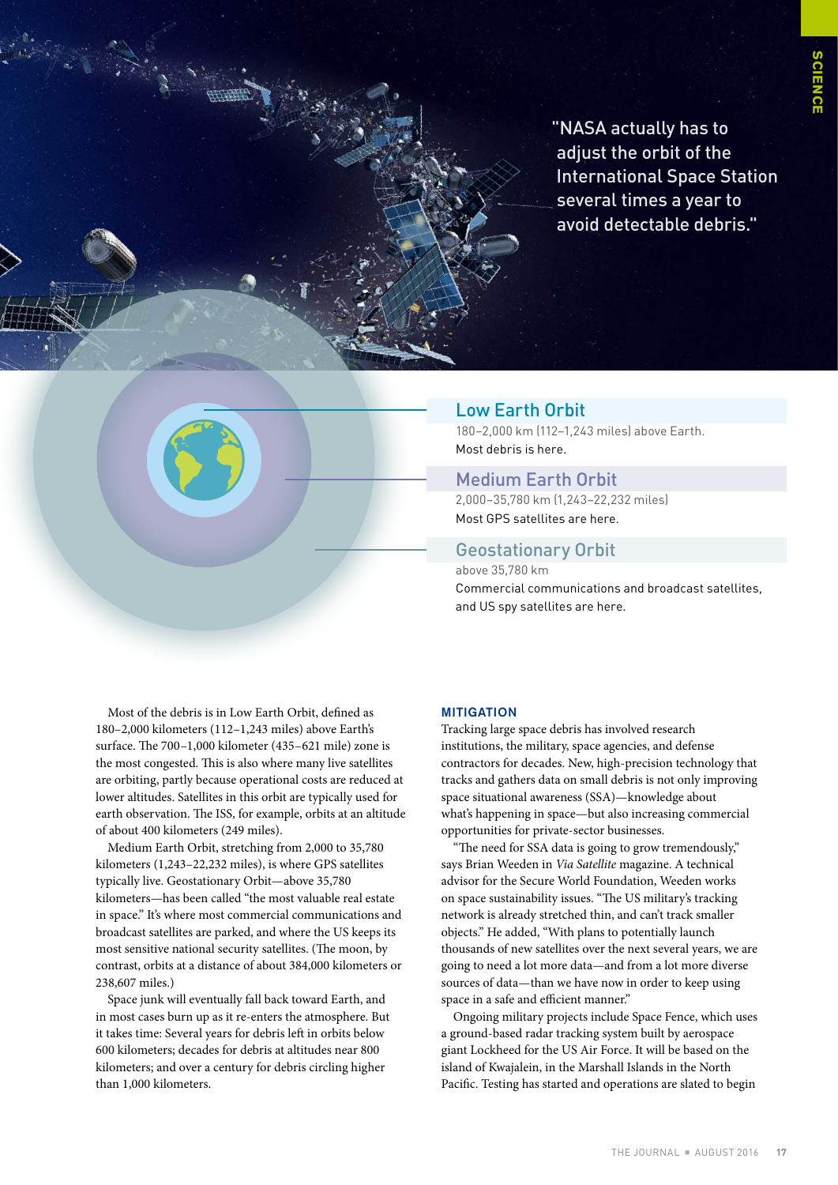"NASA actually has to adjust the orbit of the International Space Station several times a year to avoid detectable debris."

### Low Earth Orbit

180–2,000 km (112–1,243 miles) above Earth.

Most debris is here.

### Medium Earth Orbit

2,000–35,780 km (1,243–22,232 miles)

Most GPS satellites are here.

### Geostationary Orbit

above 35,780 km

Commercial communications and broadcast satellites, and US spy satellites are here.

Most of the debris is in Low Earth Orbit, defined as 180–2,000 kilometers (112–1,243 miles) above Earth's surface. The 700–1,000 kilometer (435–621 mile) zone is the most congested. This is also where many live satellites are orbiting, partly because operational costs are reduced at lower altitudes. Satellites in this orbit are typically used for earth observation. The ISS, for example, orbits at an altitude of about 400 kilometers (249 miles).

Medium Earth Orbit, stretching from 2,000 to 35,780 kilometers (1,243–22,232 miles), is where GPS satellites typically live. Geostationary Orbit—above 35,780 kilometers—has been called "the most valuable real estate in space." It's where most commercial communications and broadcast satellites are parked, and where the US keeps its most sensitive national security satellites. (The moon, by contrast, orbits at a distance of about 384,000 kilometers or 238,607 miles.)

Space junk will eventually fall back toward Earth, and in most cases burn up as it re-enters the atmosphere. But it takes time: Several years for debris left in orbits below 600 kilometers; decades for debris at altitudes near 800 kilometers; and over a century for debris circling higher than 1,000 kilometers.

## MITIGATION

Tracking large space debris has involved research institutions, the military, space agencies, and defense contractors for decades. New, high-precision technology that tracks and gathers data on small debris is not only improving space situational awareness (SSA)—knowledge about what's happening in space—but also increasing commercial opportunities for private-sector businesses.

"The need for SSA data is going to grow tremendously," says Brian Weeden in *Via Satellite* magazine. A technical advisor for the Secure World Foundation, Weeden works on space sustainability issues. "The US military's tracking network is already stretched thin, and can't track smaller objects." He added, "With plans to potentially launch thousands of new satellites over the next several years, we are going to need a lot more data—and from a lot more diverse sources of data—than we have now in order to keep using space in a safe and efficient manner."

Ongoing military projects include Space Fence, which uses a ground-based radar tracking system built by aerospace giant Lockheed for the US Air Force. It will be based on the island of Kwajalein, in the Marshall Islands in the North Pacific. Testing has started and operations are slated to begin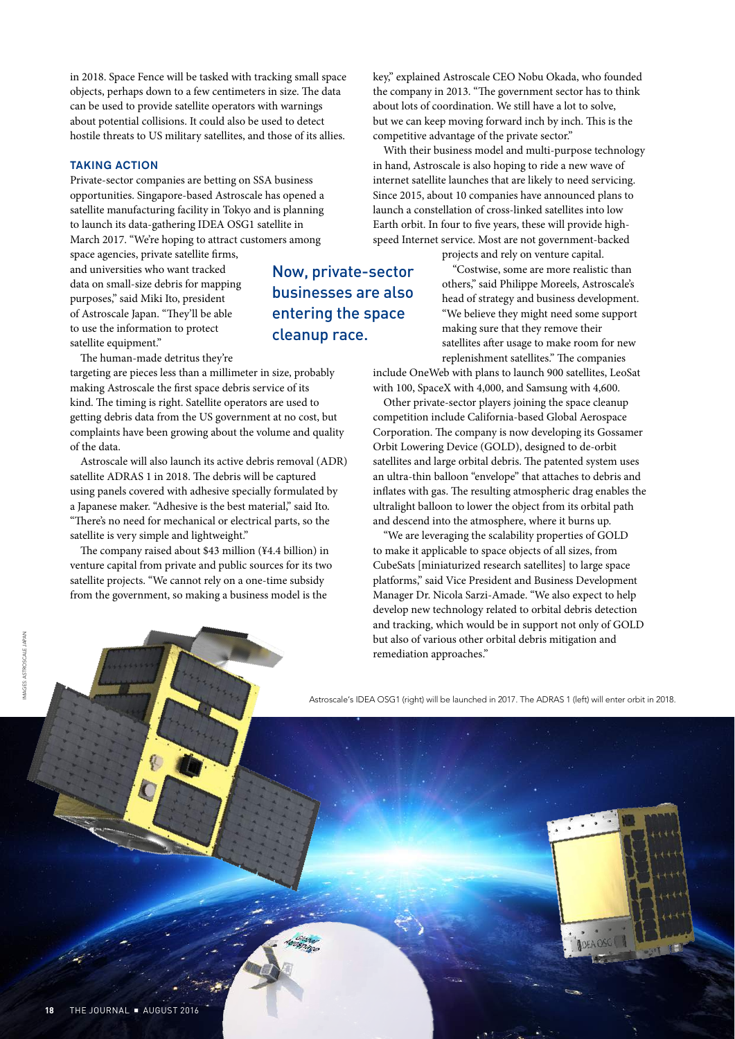in 2018. Space Fence will be tasked with tracking small space objects, perhaps down to a few centimeters in size. The data can be used to provide satellite operators with warnings about potential collisions. It could also be used to detect hostile threats to US military satellites, and those of its allies.

## TAKING ACTION

Private-sector companies are betting on SSA business opportunities. Singapore-based Astroscale has opened a satellite manufacturing facility in Tokyo and is planning to launch its data-gathering IDEA OSG1 satellite in March 2017. "We're hoping to attract customers among space agencies, private satellite firms, and universities who want tracked data on small-size debris for mapping purposes," said Miki Ito, president of Astroscale Japan. "They'll be able to use the information to protect satellite equipment."

Now, private-sector businesses are also entering the space cleanup race.

The human-made detritus they're targeting are pieces less than a millimeter in size, probably making Astroscale the first space debris service of its kind. The timing is right. Satellite operators are used to getting debris data from the US government at no cost, but complaints have been growing about the volume and quality of the data.

Astroscale will also launch its active debris removal (ADR) satellite ADRAS 1 in 2018. The debris will be captured using panels covered with adhesive specially formulated by a Japanese maker. "Adhesive is the best material," said Ito. "There's no need for mechanical or electrical parts, so the satellite is very simple and lightweight."

The company raised about $43 million (¥4.4 billion) in venture capital from private and public sources for its two satellite projects. "We cannot rely on a one-time subsidy from the government, so making a business model is the key," explained Astroscale CEO Nobu Okada, who founded the company in 2013. "The government sector has to think about lots of coordination. We still have a lot to solve, but we can keep moving forward inch by inch. This is the competitive advantage of the private sector."

With their business model and multi-purpose technology in hand, Astroscale is also hoping to ride a new wave of internet satellite launches that are likely to need servicing. Since 2015, about 10 companies have announced plans to launch a constellation of cross-linked satellites into low Earth orbit. In four to five years, these will provide high-speed Internet service. Most are not government-backed projects and rely on venture capital.

"Costwise, some are more realistic than others," said Philippe Moreels, Astroscale's head of strategy and business development. "We believe they might need some support making sure that they remove their satellites after usage to make room for new replenishment satellites." The companies include OneWeb with plans to launch 900 satellites, LeoSat with 100, SpaceX with 4,000, and Samsung with 4,600.

Other private-sector players joining the space cleanup competition include California-based Global Aerospace Corporation. The company is now developing its Gossamer Orbit Lowering Device (GOLD), designed to de-orbit satellites and large orbital debris. The patented system uses an ultra-thin balloon "envelope" that attaches to debris and inflates with gas. The resulting atmospheric drag enables the ultralight balloon to lower the object from its orbital path and descend into the atmosphere, where it burns up.

"We are leveraging the scalability properties of GOLD to make it applicable to space objects of all sizes, from CubeSats [miniaturized research satellites] to large space platforms," said Vice President and Business Development Manager Dr. Nicola Sarzi-Amade. "We also expect to help develop new technology related to orbital debris detection and tracking, which would be in support not only of GOLD but also of various other orbital debris mitigation and remediation approaches."

Astroscale's IDEA OSG1 (right) will be launched in 2017. The ADRAS 1 (left) will enter orbit in 2018.

IMAGES: ASTROSCALE JAPAN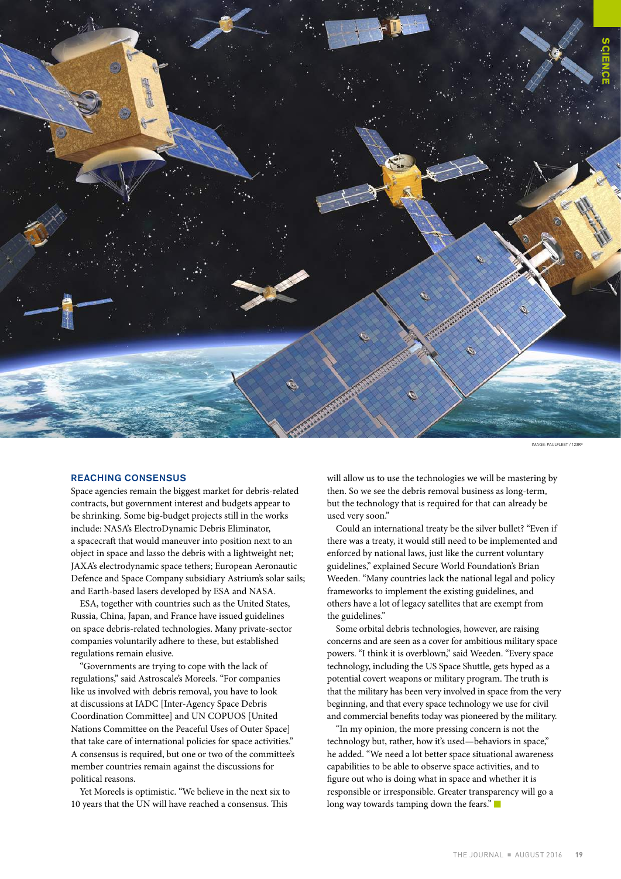IMAGE: PAULFLEET / 123RF

## REACHING CONSENSUS

Space agencies remain the biggest market for debris-related contracts, but government interest and budgets appear to be shrinking. Some big-budget projects still in the works include: NASA's ElectroDynamic Debris Eliminator, a spacecraft that would maneuver into position next to an object in space and lasso the debris with a lightweight net; JAXA's electrodynamic space tethers; European Aeronautic Defence and Space Company subsidiary Astrium's solar sails; and Earth-based lasers developed by ESA and NASA.

ESA, together with countries such as the United States, Russia, China, Japan, and France have issued guidelines on space debris-related technologies. Many private-sector companies voluntarily adhere to these, but established regulations remain elusive.

"Governments are trying to cope with the lack of regulations," said Astroscale's Moreels. "For companies like us involved with debris removal, you have to look at discussions at IADC [Inter-Agency Space Debris Coordination Committee] and UN COPUOS [United Nations Committee on the Peaceful Uses of Outer Space] that take care of international policies for space activities." A consensus is required, but one or two of the committee's member countries remain against the discussions for political reasons.

Yet Moreels is optimistic. "We believe in the next six to 10 years that the UN will have reached a consensus. This will allow us to use the technologies we will be mastering by then. So we see the debris removal business as long-term, but the technology that is required for that can already be used very soon."

Could an international treaty be the silver bullet? "Even if there was a treaty, it would still need to be implemented and enforced by national laws, just like the current voluntary guidelines," explained Secure World Foundation's Brian Weeden. "Many countries lack the national legal and policy frameworks to implement the existing guidelines, and others have a lot of legacy satellites that are exempt from the guidelines."

Some orbital debris technologies, however, are raising concerns and are seen as a cover for ambitious military space powers. "I think it is overblown," said Weeden. "Every space technology, including the US Space Shuttle, gets hyped as a potential covert weapons or military program. The truth is that the military has been very involved in space from the very beginning, and that every space technology we use for civil and commercial benefits today was pioneered by the military.

"In my opinion, the more pressing concern is not the technology but, rather, how it's used—behaviors in space," he added. "We need a lot better space situational awareness capabilities to be able to observe space activities, and to figure out who is doing what in space and whether it is responsible or irresponsible. Greater transparency will go a long way towards tamping down the fears."